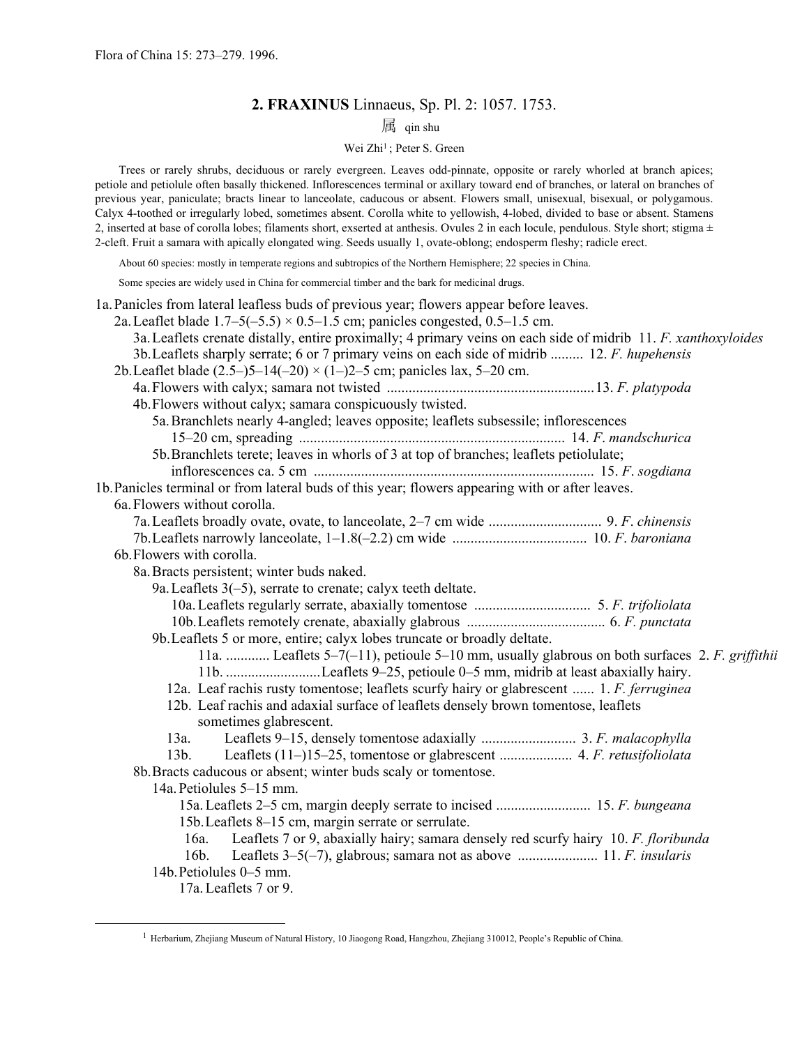Flora of China 15: 273–279. 1996.

## 2. FRAXINUS Linnaeus, Sp. Pl. 2: 1057. 1753.

属 qin shu

Wei Zhi[1]; Peter S. Green

Trees or rarely shrubs, deciduous or rarely evergreen. Leaves odd-pinnate, opposite or rarely whorled at branch apices; petiole and petiolule often basally thickened. Inflorescences terminal or axillary toward end of branches, or lateral on branches of previous year, paniculate; bracts linear to lanceolate, caducous or absent. Flowers small, unisexual, bisexual, or polygamous. Calyx 4-toothed or irregularly lobed, sometimes absent. Corolla white to yellowish, 4-lobed, divided to base or absent. Stamens 2, inserted at base of corolla lobes; filaments short, exserted at anthesis. Ovules 2 in each locule, pendulous. Style short; stigma ± 2-cleft. Fruit a samara with apically elongated wing. Seeds usually 1, ovate-oblong; endosperm fleshy; radicle erect.

About 60 species: mostly in temperate regions and subtropics of the Northern Hemisphere; 22 species in China.

Some species are widely used in China for commercial timber and the bark for medicinal drugs.

1a. Panicles from lateral leafless buds of previous year; flowers appear before leaves.
- 2a. Leaflet blade 1.7–5(–5.5) × 0.5–1.5 cm; panicles congested, 0.5–1.5 cm.
  - 3a. Leaflets crenate distally, entire proximally; 4 primary veins on each side of midrib 11. *F. xanthoxyloides*
  - 3b. Leaflets sharply serrate; 6 or 7 primary veins on each side of midrib ......... 12. *F. hupehensis*
- 2b. Leaflet blade (2.5–)5–14(–20) × (1–)2–5 cm; panicles lax, 5–20 cm.
  - 4a. Flowers with calyx; samara not twisted ......................................................... 13. *F. platypoda*
  - 4b. Flowers without calyx; samara conspicuously twisted.
    - 5a. Branchlets nearly 4-angled; leaves opposite; leaflets subsessile; inflorescences 15–20 cm, spreading ........................................................................ 14. *F. mandschurica*
    - 5b. Branchlets terete; leaves in whorls of 3 at top of branches; leaflets petiolulate; inflorescences ca. 5 cm ............................................................................ 15. *F. sogdiana*

1b. Panicles terminal or from lateral buds of this year; flowers appearing with or after leaves.
- 6a. Flowers without corolla.
  - 7a. Leaflets broadly ovate, ovate, to lanceolate, 2–7 cm wide ............................... 9. *F. chinensis*
  - 7b. Leaflets narrowly lanceolate, 1–1.8(–2.2) cm wide ..................................... 10. *F. baroniana*
- 6b. Flowers with corolla.
  - 8a. Bracts persistent; winter buds naked.
    - 9a. Leaflets 3(–5), serrate to crenate; calyx teeth deltate.
      - 10a. Leaflets regularly serrate, abaxially tomentose ................................ 5. *F. trifoliolata*
      - 10b. Leaflets remotely crenate, abaxially glabrous ...................................... 6. *F. punctata*
    - 9b. Leaflets 5 or more, entire; calyx lobes truncate or broadly deltate.
      - 11a. ............ Leaflets 5–7(–11), petioule 5–10 mm, usually glabrous on both surfaces 2. *F. griffithii*
      - 11b. ..........................Leaflets 9–25, petioule 0–5 mm, midrib at least abaxially hairy.
        - 12a. Leaf rachis rusty tomentose; leaflets scurfy hairy or glabrescent ...... 1. *F. ferruginea*
        - 12b. Leaf rachis and adaxial surface of leaflets densely brown tomentose, leaflets sometimes glabrescent.
          - 13a. Leaflets 9–15, densely tomentose adaxially .......................... 3. *F. malacophylla*
          - 13b. Leaflets (11–)15–25, tomentose or glabrescent .................... 4. *F. retusifoliolata*
  - 8b. Bracts caducous or absent; winter buds scaly or tomentose.
    - 14a. Petiolules 5–15 mm.
      - 15a. Leaflets 2–5 cm, margin deeply serrate to incised .......................... 15. *F. bungeana*
      - 15b. Leaflets 8–15 cm, margin serrate or serrulate.
        - 16a. Leaflets 7 or 9, abaxially hairy; samara densely red scurfy hairy 10. *F. floribunda*
        - 16b. Leaflets 3–5(–7), glabrous; samara not as above ...................... 11. *F. insularis*
    - 14b. Petiolules 0–5 mm.
      - 17a. Leaflets 7 or 9.

[1] Herbarium, Zhejiang Museum of Natural History, 10 Jiaogong Road, Hangzhou, Zhejiang 310012, People's Republic of China.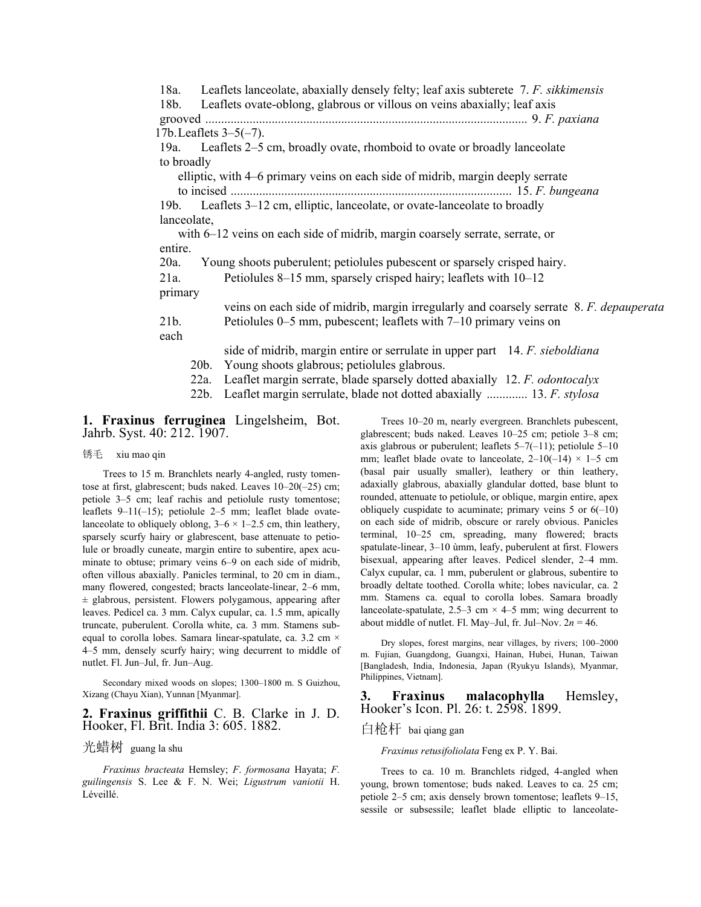18a. Leaflets lanceolate, abaxially densely felty; leaf axis subterete 7. *F. sikkimensis*
18b. Leaflets ovate-oblong, glabrous or villous on veins abaxially; leaf axis grooved ..................................................................................................... 9. *F. paxiana*
17b. Leaflets 3–5(–7).
19a. Leaflets 2–5 cm, broadly ovate, rhomboid to ovate or broadly lanceolate to broadly elliptic, with 4–6 primary veins on each side of midrib, margin deeply serrate to incised ........................................................................................ 15. *F. bungeana*
19b. Leaflets 3–12 cm, elliptic, lanceolate, or ovate-lanceolate to broadly lanceolate, with 6–12 veins on each side of midrib, margin coarsely serrate, serrate, or entire.
20a. Young shoots puberulent; petiolules pubescent or sparsely crisped hairy.
21a. Petiolules 8–15 mm, sparsely crisped hairy; leaflets with 10–12 primary veins on each side of midrib, margin irregularly and coarsely serrate 8. *F. depauperata*
21b. Petiolules 0–5 mm, pubescent; leaflets with 7–10 primary veins on each side of midrib, margin entire or serrulate in upper part 14. *F. sieboldiana*
20b. Young shoots glabrous; petiolules glabrous.
22a. Leaflet margin serrate, blade sparsely dotted abaxially 12. *F. odontocalyx*
22b. Leaflet margin serrulate, blade not dotted abaxially ............. 13. *F. stylosa*

## 1. Fraxinus ferruginea Lingelsheim, Bot. Jahrb. Syst. 40: 212. 1907.

锈毛 xiu mao qin

Trees to 15 m. Branchlets nearly 4-angled, rusty tomentose at first, glabrescent; buds naked. Leaves 10–20(–25) cm; petiole 3–5 cm; leaf rachis and petiolule rusty tomentose; leaflets 9–11(–15); petiolule 2–5 mm; leaflet blade ovate-lanceolate to obliquely oblong, 3–6 × 1–2.5 cm, thin leathery, sparsely scurfy hairy or glabrescent, base attenuate to petiolule or broadly cuneate, margin entire to subentire, apex acuminate to obtuse; primary veins 6–9 on each side of midrib, often villous abaxially. Panicles terminal, to 20 cm in diam., many flowered, congested; bracts lanceolate-linear, 2–6 mm, ± glabrous, persistent. Flowers polygamous, appearing after leaves. Pedicel ca. 3 mm. Calyx cupular, ca. 1.5 mm, apically truncate, puberulent. Corolla white, ca. 3 mm. Stamens subequal to corolla lobes. Samara linear-spatulate, ca. 3.2 cm × 4–5 mm, densely scurfy hairy; wing decurrent to middle of nutlet. Fl. Jun–Jul, fr. Jun–Aug.

Secondary mixed woods on slopes; 1300–1800 m. S Guizhou, Xizang (Chayu Xian), Yunnan [Myanmar].

## 2. Fraxinus griffithii C. B. Clarke in J. D. Hooker, Fl. Brit. India 3: 605. 1882.

光蜡树 guang la shu

*Fraxinus bracteata* Hemsley; *F. formosana* Hayata; *F. guilingensis* S. Lee & F. N. Wei; *Ligustrum vaniotii* H. Léveillé.

Trees 10–20 m, nearly evergreen. Branchlets pubescent, glabrescent; buds naked. Leaves 10–25 cm; petiole 3–8 cm; axis glabrous or puberulent; leaflets 5–7(–11); petiolule 5–10 mm; leaflet blade ovate to lanceolate, 2–10(–14) × 1–5 cm (basal pair usually smaller), leathery or thin leathery, adaxially glabrous, abaxially glandular dotted, base blunt to rounded, attenuate to petiolule, or oblique, margin entire, apex obliquely cuspidate to acuminate; primary veins 5 or 6(–10) on each side of midrib, obscure or rarely obvious. Panicles terminal, 10–25 cm, spreading, many flowered; bracts spatulate-linear, 3–10 ùmm, leafy, puberulent at first. Flowers bisexual, appearing after leaves. Pedicel slender, 2–4 mm. Calyx cupular, ca. 1 mm, puberulent or glabrous, subentire to broadly deltate toothed. Corolla white; lobes navicular, ca. 2 mm. Stamens ca. equal to corolla lobes. Samara broadly lanceolate-spatulate, 2.5–3 cm × 4–5 mm; wing decurrent to about middle of nutlet. Fl. May–Jul, fr. Jul–Nov. $2n = 46$.

Dry slopes, forest margins, near villages, by rivers; 100–2000 m. Fujian, Guangdong, Guangxi, Hainan, Hubei, Hunan, Taiwan [Bangladesh, India, Indonesia, Japan (Ryukyu Islands), Myanmar, Philippines, Vietnam].

## 3. Fraxinus malacophylla Hemsley, Hooker's Icon. Pl. 26: t. 2598. 1899.

白枪杆 bai qiang gan

*Fraxinus retusifoliolata* Feng ex P. Y. Bai.

Trees to ca. 10 m. Branchlets ridged, 4-angled when young, brown tomentose; buds naked. Leaves to ca. 25 cm; petiole 2–5 cm; axis densely brown tomentose; leaflets 9–15, sessile or subsessile; leaflet blade elliptic to lanceolate-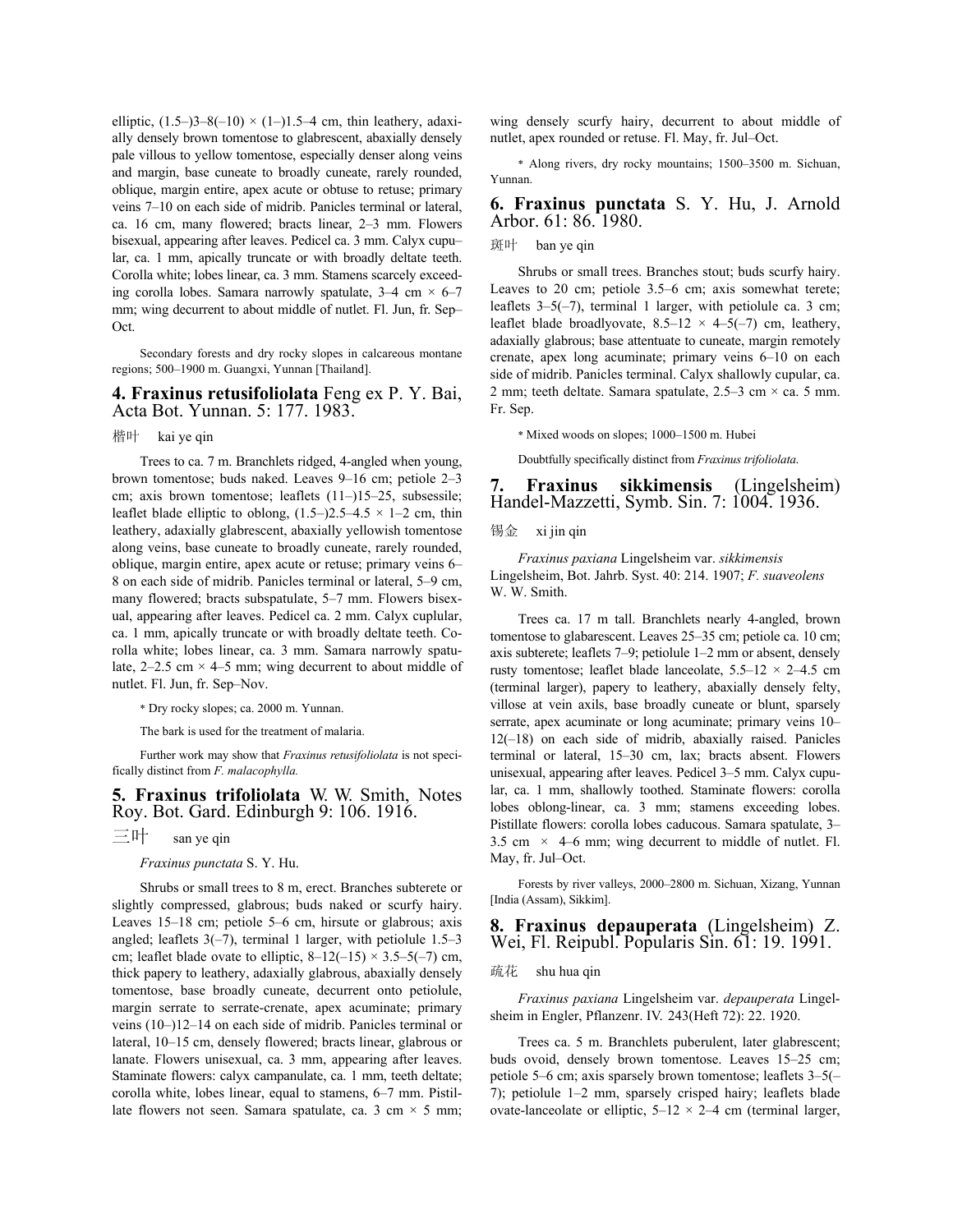elliptic, (1.5–)3–8(–10) × (1–)1.5–4 cm, thin leathery, adaxially densely brown tomentose to glabrescent, abaxially densely pale villous to yellow tomentose, especially denser along veins and margin, base cuneate to broadly cuneate, rarely rounded, oblique, margin entire, apex acute or obtuse to retuse; primary veins 7–10 on each side of midrib. Panicles terminal or lateral, ca. 16 cm, many flowered; bracts linear, 2–3 mm. Flowers bisexual, appearing after leaves. Pedicel ca. 3 mm. Calyx cupular, ca. 1 mm, apically truncate or with broadly deltate teeth. Corolla white; lobes linear, ca. 3 mm. Stamens scarcely exceeding corolla lobes. Samara narrowly spatulate, 3–4 cm × 6–7 mm; wing decurrent to about middle of nutlet. Fl. Jun, fr. Sep–Oct.

Secondary forests and dry rocky slopes in calcareous montane regions; 500–1900 m. Guangxi, Yunnan [Thailand].

## 4. **Fraxinus retusifoliolata** Feng ex P. Y. Bai, Acta Bot. Yunnan. 5: 177. 1983.

楷叶 kai ye qin

Trees to ca. 7 m. Branchlets ridged, 4-angled when young, brown tomentose; buds naked. Leaves 9–16 cm; petiole 2–3 cm; axis brown tomentose; leaflets (11–)15–25, subsessile; leaflet blade elliptic to oblong, (1.5–)2.5–4.5 × 1–2 cm, thin leathery, adaxially glabrescent, abaxially yellowish tomentose along veins, base cuneate to broadly cuneate, rarely rounded, oblique, margin entire, apex acute or retuse; primary veins 6–8 on each side of midrib. Panicles terminal or lateral, 5–9 cm, many flowered; bracts subspatulate, 5–7 mm. Flowers bisexual, appearing after leaves. Pedicel ca. 2 mm. Calyx cuplular, ca. 1 mm, apically truncate or with broadly deltate teeth. Corolla white; lobes linear, ca. 3 mm. Samara narrowly spatulate, 2–2.5 cm × 4–5 mm; wing decurrent to about middle of nutlet. Fl. Jun, fr. Sep–Nov.

* Dry rocky slopes; ca. 2000 m. Yunnan.

The bark is used for the treatment of malaria.

Further work may show that *Fraxinus retusifoliolata* is not specifically distinct from *F. malacophylla.*

## 5. **Fraxinus trifoliolata** W. W. Smith, Notes Roy. Bot. Gard. Edinburgh 9: 106. 1916.

三叶 san ye qin

*Fraxinus punctata* S. Y. Hu.

Shrubs or small trees to 8 m, erect. Branches subterete or slightly compressed, glabrous; buds naked or scurfy hairy. Leaves 15–18 cm; petiole 5–6 cm, hirsute or glabrous; axis angled; leaflets 3(–7), terminal 1 larger, with petiolule 1.5–3 cm; leaflet blade ovate to elliptic, 8–12(–15) × 3.5–5(–7) cm, thick papery to leathery, adaxially glabrous, abaxially densely tomentose, base broadly cuneate, decurrent onto petiolule, margin serrate to serrate-crenate, apex acuminate; primary veins (10–)12–14 on each side of midrib. Panicles terminal or lateral, 10–15 cm, densely flowered; bracts linear, glabrous or lanate. Flowers unisexual, ca. 3 mm, appearing after leaves. Staminate flowers: calyx campanulate, ca. 1 mm, teeth deltate; corolla white, lobes linear, equal to stamens, 6–7 mm. Pistillate flowers not seen. Samara spatulate, ca. 3 cm × 5 mm; wing densely scurfy hairy, decurrent to about middle of nutlet, apex rounded or retuse. Fl. May, fr. Jul–Oct.

* Along rivers, dry rocky mountains; 1500–3500 m. Sichuan, Yunnan.

## 6. **Fraxinus punctata** S. Y. Hu, J. Arnold Arbor. 61: 86. 1980.

斑叶 ban ye qin

Shrubs or small trees. Branches stout; buds scurfy hairy. Leaves to 20 cm; petiole 3.5–6 cm; axis somewhat terete; leaflets 3–5(–7), terminal 1 larger, with petiolule ca. 3 cm; leaflet blade broadlyovate, 8.5–12 × 4–5(–7) cm, leathery, adaxially glabrous; base attentuate to cuneate, margin remotely crenate, apex long acuminate; primary veins 6–10 on each side of midrib. Panicles terminal. Calyx shallowly cupular, ca. 2 mm; teeth deltate. Samara spatulate, 2.5–3 cm × ca. 5 mm. Fr. Sep.

* Mixed woods on slopes; 1000–1500 m. Hubei

Doubtfully specifically distinct from *Fraxinus trifoliolata*.

## 7. **Fraxinus sikkimensis** (Lingelsheim) Handel-Mazzetti, Symb. Sin. 7: 1004. 1936.

锡金 xi jin qin

*Fraxinus paxiana* Lingelsheim var. *sikkimensis* Lingelsheim, Bot. Jahrb. Syst. 40: 214. 1907; *F. suaveolens* W. W. Smith.

Trees ca. 17 m tall. Branchlets nearly 4-angled, brown tomentose to glabarescent. Leaves 25–35 cm; petiole ca. 10 cm; axis subterete; leaflets 7–9; petiolule 1–2 mm or absent, densely rusty tomentose; leaflet blade lanceolate, 5.5–12 × 2–4.5 cm (terminal larger), papery to leathery, abaxially densely felty, villose at vein axils, base broadly cuneate or blunt, sparsely serrate, apex acuminate or long acuminate; primary veins 10–12(–18) on each side of midrib, abaxially raised. Panicles terminal or lateral, 15–30 cm, lax; bracts absent. Flowers unisexual, appearing after leaves. Pedicel 3–5 mm. Calyx cupular, ca. 1 mm, shallowly toothed. Staminate flowers: corolla lobes oblong-linear, ca. 3 mm; stamens exceeding lobes. Pistillate flowers: corolla lobes caducous. Samara spatulate, 3–3.5 cm × 4–6 mm; wing decurrent to middle of nutlet. Fl. May, fr. Jul–Oct.

Forests by river valleys, 2000–2800 m. Sichuan, Xizang, Yunnan [India (Assam), Sikkim].

## 8. **Fraxinus depauperata** (Lingelsheim) Z. Wei, Fl. Reipubl. Popularis Sin. 61: 19. 1991.

疏花 shu hua qin

*Fraxinus paxiana* Lingelsheim var. *depauperata* Lingelsheim in Engler, Pflanzenr. IV. 243(Heft 72): 22. 1920.

Trees ca. 5 m. Branchlets puberulent, later glabrescent; buds ovoid, densely brown tomentose. Leaves 15–25 cm; petiole 5–6 cm; axis sparsely brown tomentose; leaflets 3–5(–7); petiolule 1–2 mm, sparsely crisped hairy; leaflets blade ovate-lanceolate or elliptic, 5–12 × 2–4 cm (terminal larger,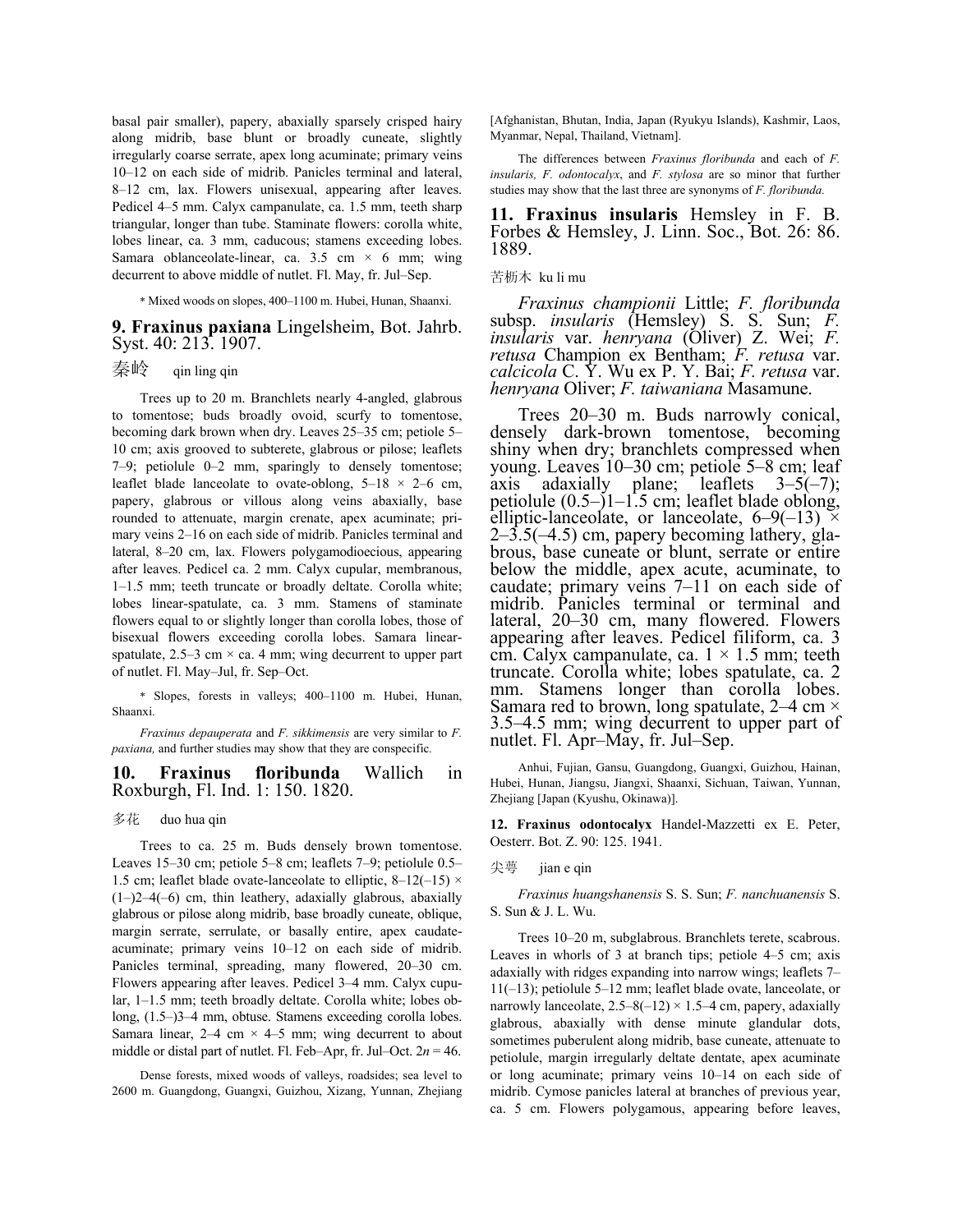basal pair smaller), papery, abaxially sparsely crisped hairy along midrib, base blunt or broadly cuneate, slightly irregularly coarse serrate, apex long acuminate; primary veins 10–12 on each side of midrib. Panicles terminal and lateral, 8–12 cm, lax. Flowers unisexual, appearing after leaves. Pedicel 4–5 mm. Calyx campanulate, ca. 1.5 mm, teeth sharp triangular, longer than tube. Staminate flowers: corolla white, lobes linear, ca. 3 mm, caducous; stamens exceeding lobes. Samara oblanceolate-linear, ca. 3.5 cm × 6 mm; wing decurrent to above middle of nutlet. Fl. May, fr. Jul–Sep.

* Mixed woods on slopes, 400–1100 m. Hubei, Hunan, Shaanxi.

## 9. Fraxinus paxiana Lingelsheim, Bot. Jahrb. Syst. 40: 213. 1907.

秦岭　qin ling qin

Trees up to 20 m. Branchlets nearly 4-angled, glabrous to tomentose; buds broadly ovoid, scurfy to tomentose, becoming dark brown when dry. Leaves 25–35 cm; petiole 5–10 cm; axis grooved to subterete, glabrous or pilose; leaflets 7–9; petiolule 0–2 mm, sparingly to densely tomentose; leaflet blade lanceolate to ovate-oblong, 5–18 × 2–6 cm, papery, glabrous or villous along veins abaxially, base rounded to attenuate, margin crenate, apex acuminate; primary veins 2–16 on each side of midrib. Panicles terminal and lateral, 8–20 cm, lax. Flowers polygamodioecious, appearing after leaves. Pedicel ca. 2 mm. Calyx cupular, membranous, 1–1.5 mm; teeth truncate or broadly deltate. Corolla white; lobes linear-spatulate, ca. 3 mm. Stamens of staminate flowers equal to or slightly longer than corolla lobes, those of bisexual flowers exceeding corolla lobes. Samara linear-spatulate, 2.5–3 cm × ca. 4 mm; wing decurrent to upper part of nutlet. Fl. May–Jul, fr. Sep–Oct.

* Slopes, forests in valleys; 400–1100 m. Hubei, Hunan, Shaanxi.

*Fraxinus depauperata* and *F. sikkimensis* are very similar to *F. paxiana,* and further studies may show that they are conspecific.

## 10. Fraxinus floribunda Wallich in Roxburgh, Fl. Ind. 1: 150. 1820.

多花　duo hua qin

Trees to ca. 25 m. Buds densely brown tomentose. Leaves 15–30 cm; petiole 5–8 cm; leaflets 7–9; petiolule 0.5–1.5 cm; leaflet blade ovate-lanceolate to elliptic, 8–12(–15) × (1–)2–4(–6) cm, thin leathery, adaxially glabrous, abaxially glabrous or pilose along midrib, base broadly cuneate, oblique, margin serrate, serrulate, or basally entire, apex caudate-acuminate; primary veins 10–12 on each side of midrib. Panicles terminal, spreading, many flowered, 20–30 cm. Flowers appearing after leaves. Pedicel 3–4 mm. Calyx cupular, 1–1.5 mm; teeth broadly deltate. Corolla white; lobes oblong, (1.5–)3–4 mm, obtuse. Stamens exceeding corolla lobes. Samara linear, 2–4 cm × 4–5 mm; wing decurrent to about middle or distal part of nutlet. Fl. Feb–Apr, fr. Jul–Oct. $2n = 46$.

Dense forests, mixed woods of valleys, roadsides; sea level to 2600 m. Guangdong, Guangxi, Guizhou, Xizang, Yunnan, Zhejiang [Afghanistan, Bhutan, India, Japan (Ryukyu Islands), Kashmir, Laos, Myanmar, Nepal, Thailand, Vietnam].

The differences between *Fraxinus floribunda* and each of *F. insularis, F. odontocalyx*, and *F. stylosa* are so minor that further studies may show that the last three are synonyms of *F. floribunda.*

## 11. Fraxinus insularis Hemsley in F. B. Forbes & Hemsley, J. Linn. Soc., Bot. 26: 86. 1889.

苦枥木　ku li mu

*Fraxinus championii* Little; *F. floribunda* subsp. *insularis* (Hemsley) S. S. Sun; *F. insularis* var. *henryana* (Oliver) Z. Wei; *F. retusa* Champion ex Bentham; *F. retusa* var. *calcicola* C. Y. Wu ex P. Y. Bai; *F. retusa* var. *henryana* Oliver; *F. taiwaniana* Masamune.

Trees 20–30 m. Buds narrowly conical, densely dark-brown tomentose, becoming shiny when dry; branchlets compressed when young. Leaves 10–30 cm; petiole 5–8 cm; leaf axis adaxially plane; leaflets 3–5(–7); petiolule (0.5–)1–1.5 cm; leaflet blade oblong, elliptic-lanceolate, or lanceolate, 6–9(–13) × 2–3.5(–4.5) cm, papery becoming lathery, glabrous, base cuneate or blunt, serrate or entire below the middle, apex acute, acuminate, to caudate; primary veins 7–11 on each side of midrib. Panicles terminal or terminal and lateral, 20–30 cm, many flowered. Flowers appearing after leaves. Pedicel filiform, ca. 3 cm. Calyx campanulate, ca. 1 × 1.5 mm; teeth truncate. Corolla white; lobes spatulate, ca. 2 mm. Stamens longer than corolla lobes. Samara red to brown, long spatulate, 2–4 cm × 3.5–4.5 mm; wing decurrent to upper part of nutlet. Fl. Apr–May, fr. Jul–Sep.

Anhui, Fujian, Gansu, Guangdong, Guangxi, Guizhou, Hainan, Hubei, Hunan, Jiangsu, Jiangxi, Shaanxi, Sichuan, Taiwan, Yunnan, Zhejiang [Japan (Kyushu, Okinawa)].

## 12. Fraxinus odontocalyx Handel-Mazzetti ex E. Peter, Oesterr. Bot. Z. 90: 125. 1941.

尖萼　jian e qin

*Fraxinus huangshanensis* S. S. Sun; *F. nanchuanensis* S. S. Sun & J. L. Wu.

Trees 10–20 m, subglabrous. Branchlets terete, scabrous. Leaves in whorls of 3 at branch tips; petiole 4–5 cm; axis adaxially with ridges expanding into narrow wings; leaflets 7–11(–13); petiolule 5–12 mm; leaflet blade ovate, lanceolate, or narrowly lanceolate, 2.5–8(–12) × 1.5–4 cm, papery, adaxially glabrous, abaxially with dense minute glandular dots, sometimes puberulent along midrib, base cuneate, attenuate to petiolule, margin irregularly deltate dentate, apex acuminate or long acuminate; primary veins 10–14 on each side of midrib. Cymose panicles lateral at branches of previous year, ca. 5 cm. Flowers polygamous, appearing before leaves,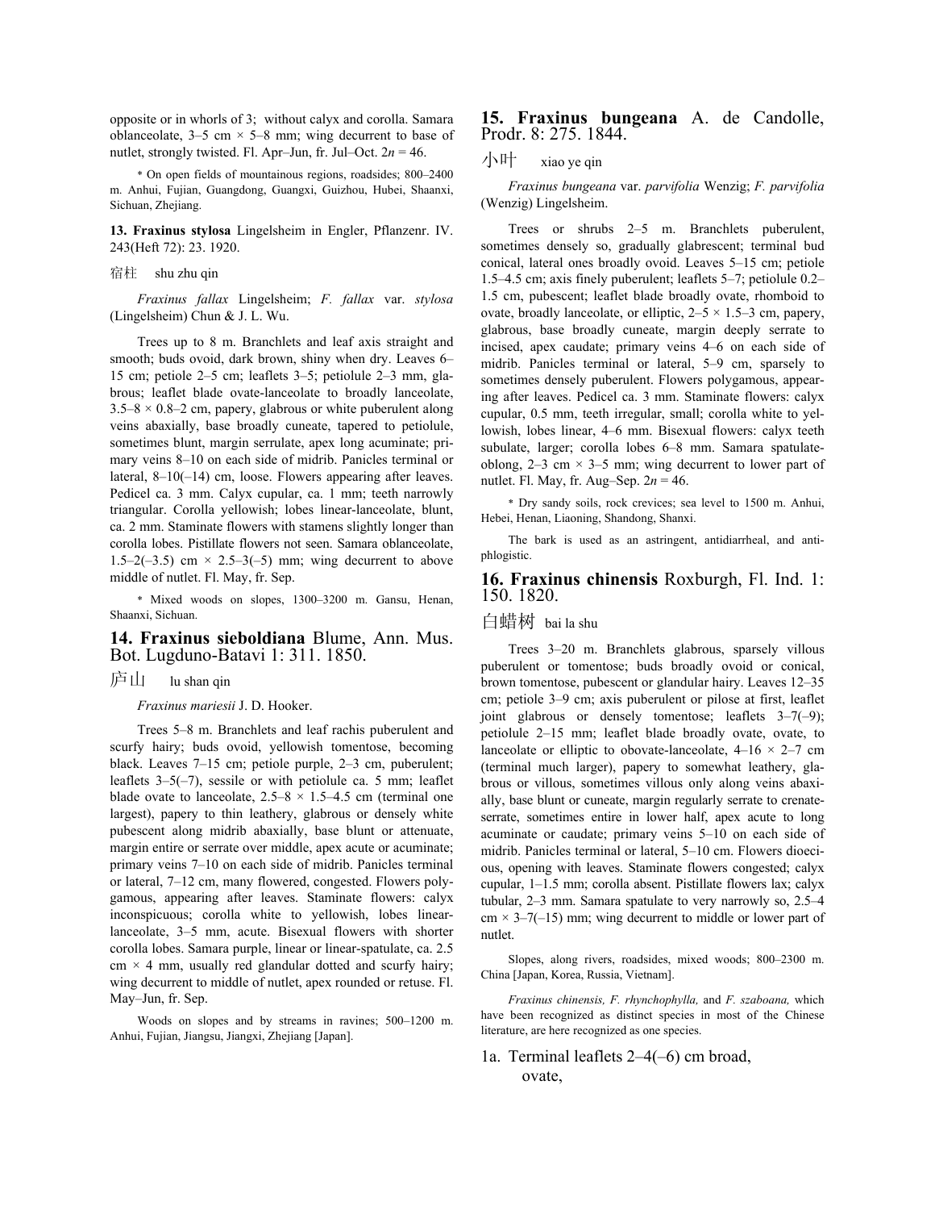opposite or in whorls of 3; without calyx and corolla. Samara oblanceolate, 3–5 cm × 5–8 mm; wing decurrent to base of nutlet, strongly twisted. Fl. Apr–Jun, fr. Jul–Oct. 2*n* = 46.

* On open fields of mountainous regions, roadsides; 800–2400 m. Anhui, Fujian, Guangdong, Guangxi, Guizhou, Hubei, Shaanxi, Sichuan, Zhejiang.

**13. Fraxinus stylosa** Lingelsheim in Engler, Pflanzenr. IV. 243(Heft 72): 23. 1920.

宿柱 shu zhu qin

*Fraxinus fallax* Lingelsheim; *F. fallax* var. *stylosa* (Lingelsheim) Chun & J. L. Wu.

Trees up to 8 m. Branchlets and leaf axis straight and smooth; buds ovoid, dark brown, shiny when dry. Leaves 6–15 cm; petiole 2–5 cm; leaflets 3–5; petiolule 2–3 mm, glabrous; leaflet blade ovate-lanceolate to broadly lanceolate, 3.5–8 × 0.8–2 cm, papery, glabrous or white puberulent along veins abaxially, base broadly cuneate, tapered to petiolule, sometimes blunt, margin serrulate, apex long acuminate; primary veins 8–10 on each side of midrib. Panicles terminal or lateral, 8–10(–14) cm, loose. Flowers appearing after leaves. Pedicel ca. 3 mm. Calyx cupular, ca. 1 mm; teeth narrowly triangular. Corolla yellowish; lobes linear-lanceolate, blunt, ca. 2 mm. Staminate flowers with stamens slightly longer than corolla lobes. Pistillate flowers not seen. Samara oblanceolate, 1.5–2(–3.5) cm × 2.5–3(–5) mm; wing decurrent to above middle of nutlet. Fl. May, fr. Sep.

* Mixed woods on slopes, 1300–3200 m. Gansu, Henan, Shaanxi, Sichuan.

## 14. Fraxinus sieboldiana Blume, Ann. Mus. Bot. Lugduno-Batavi 1: 311. 1850.

庐山 lu shan qin

*Fraxinus mariesii* J. D. Hooker.

Trees 5–8 m. Branchlets and leaf rachis puberulent and scurfy hairy; buds ovoid, yellowish tomentose, becoming black. Leaves 7–15 cm; petiole purple, 2–3 cm, puberulent; leaflets 3–5(–7), sessile or with petiolule ca. 5 mm; leaflet blade ovate to lanceolate, 2.5–8 × 1.5–4.5 cm (terminal one largest), papery to thin leathery, glabrous or densely white pubescent along midrib abaxially, base blunt or attenuate, margin entire or serrate over middle, apex acute or acuminate; primary veins 7–10 on each side of midrib. Panicles terminal or lateral, 7–12 cm, many flowered, congested. Flowers polygamous, appearing after leaves. Staminate flowers: calyx inconspicuous; corolla white to yellowish, lobes linear-lanceolate, 3–5 mm, acute. Bisexual flowers with shorter corolla lobes. Samara purple, linear or linear-spatulate, ca. 2.5 cm × 4 mm, usually red glandular dotted and scurfy hairy; wing decurrent to middle of nutlet, apex rounded or retuse. Fl. May–Jun, fr. Sep.

Woods on slopes and by streams in ravines; 500–1200 m. Anhui, Fujian, Jiangsu, Jiangxi, Zhejiang [Japan].

## 15. Fraxinus bungeana A. de Candolle, Prodr. 8: 275. 1844.

小叶 xiao ye qin

*Fraxinus bungeana* var. *parvifolia* Wenzig; *F. parvifolia* (Wenzig) Lingelsheim.

Trees or shrubs 2–5 m. Branchlets puberulent, sometimes densely so, gradually glabrescent; terminal bud conical, lateral ones broadly ovoid. Leaves 5–15 cm; petiole 1.5–4.5 cm; axis finely puberulent; leaflets 5–7; petiolule 0.2–1.5 cm, pubescent; leaflet blade broadly ovate, rhomboid to ovate, broadly lanceolate, or elliptic, 2–5 × 1.5–3 cm, papery, glabrous, base broadly cuneate, margin deeply serrate to incised, apex caudate; primary veins 4–6 on each side of midrib. Panicles terminal or lateral, 5–9 cm, sparsely to sometimes densely puberulent. Flowers polygamous, appearing after leaves. Pedicel ca. 3 mm. Staminate flowers: calyx cupular, 0.5 mm, teeth irregular, small; corolla white to yellowish, lobes linear, 4–6 mm. Bisexual flowers: calyx teeth subulate, larger; corolla lobes 6–8 mm. Samara spatulate-oblong, 2–3 cm × 3–5 mm; wing decurrent to lower part of nutlet. Fl. May, fr. Aug–Sep. 2*n* = 46.

* Dry sandy soils, rock crevices; sea level to 1500 m. Anhui, Hebei, Henan, Liaoning, Shandong, Shanxi.

The bark is used as an astringent, antidiarrheal, and antiphlogistic.

## 16. Fraxinus chinensis Roxburgh, Fl. Ind. 1: 150. 1820.

白蜡树 bai la shu

Trees 3–20 m. Branchlets glabrous, sparsely villous puberulent or tomentose; buds broadly ovoid or conical, brown tomentose, pubescent or glandular hairy. Leaves 12–35 cm; petiole 3–9 cm; axis puberulent or pilose at first, leaflet joint glabrous or densely tomentose; leaflets 3–7(–9); petiolule 2–15 mm; leaflet blade broadly ovate, ovate, to lanceolate or elliptic to obovate-lanceolate, 4–16 × 2–7 cm (terminal much larger), papery to somewhat leathery, glabrous or villous, sometimes villous only along veins abaxially, base blunt or cuneate, margin regularly serrate to crenate-serrate, sometimes entire in lower half, apex acute to long acuminate or caudate; primary veins 5–10 on each side of midrib. Panicles terminal or lateral, 5–10 cm. Flowers dioecious, opening with leaves. Staminate flowers congested; calyx cupular, 1–1.5 mm; corolla absent. Pistillate flowers lax; calyx tubular, 2–3 mm. Samara spatulate to very narrowly so, 2.5–4 cm × 3–7(–15) mm; wing decurrent to middle or lower part of nutlet.

Slopes, along rivers, roadsides, mixed woods; 800–2300 m. China [Japan, Korea, Russia, Vietnam].

*Fraxinus chinensis, F. rhynchophylla,* and *F. szaboana,* which have been recognized as distinct species in most of the Chinese literature, are here recognized as one species.

1a. Terminal leaflets 2–4(–6) cm broad, ovate,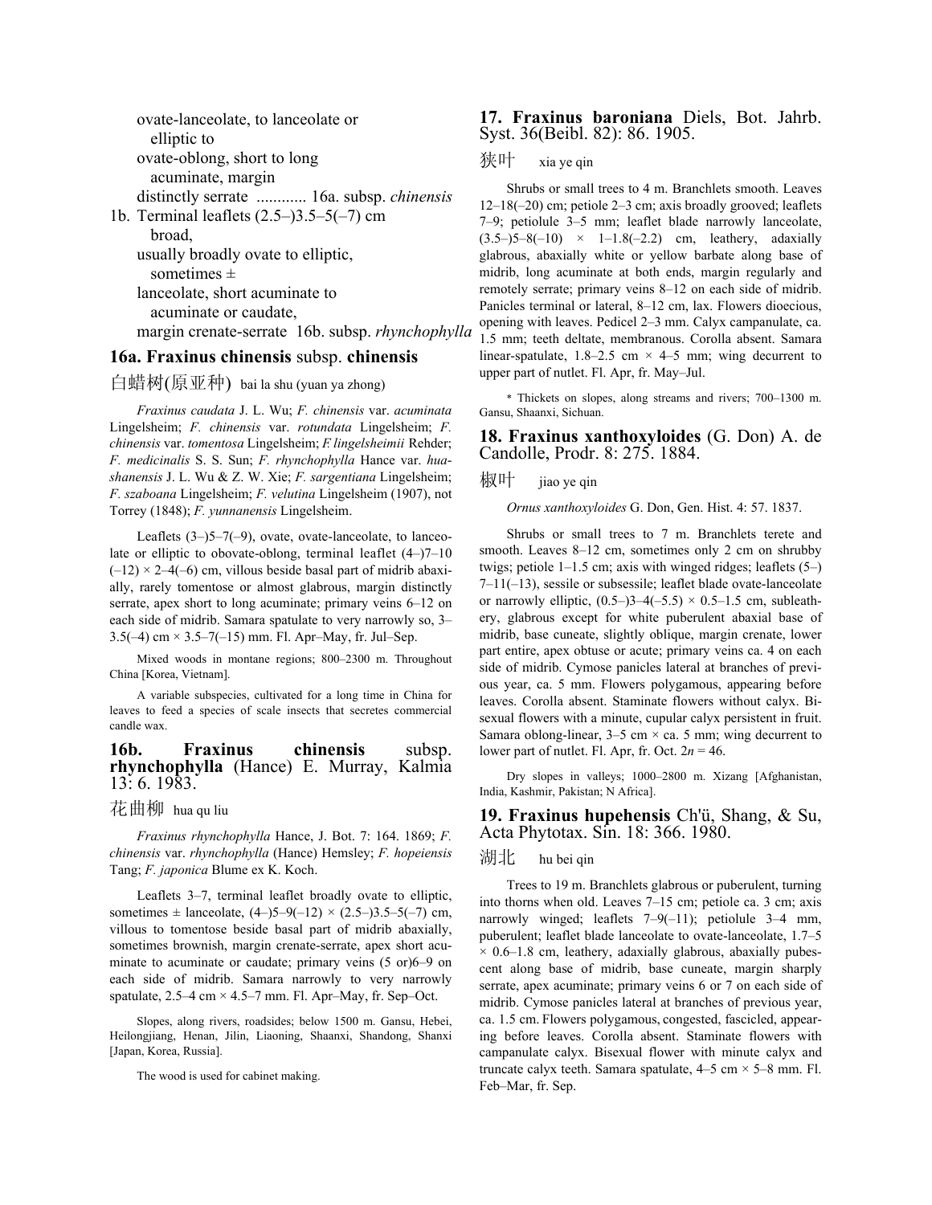ovate-lanceolate, to lanceolate or elliptic to ovate-oblong, short to long acuminate, margin distinctly serrate ............ 16a. subsp. *chinensis*

1b. Terminal leaflets (2.5–)3.5–5(–7) cm broad, usually broadly ovate to elliptic, sometimes ± lanceolate, short acuminate to acuminate or caudate, margin crenate-serrate 16b. subsp. *rhynchophylla*

## 16a. Fraxinus chinensis subsp. chinensis

白蜡树(原亚种) bai la shu (yuan ya zhong)

*Fraxinus caudata* J. L. Wu; *F. chinensis* var. *acuminata* Lingelsheim; *F. chinensis* var. *rotundata* Lingelsheim; *F. chinensis* var. *tomentosa* Lingelsheim; *F lingelsheimii* Rehder; *F. medicinalis* S. S. Sun; *F. rhynchophylla* Hance var. *huashanensis* J. L. Wu & Z. W. Xie; *F. sargentiana* Lingelsheim; *F. szaboana* Lingelsheim; *F. velutina* Lingelsheim (1907), not Torrey (1848); *F. yunnanensis* Lingelsheim.

Leaflets (3–)5–7(–9), ovate, ovate-lanceolate, to lanceolate or elliptic to obovate-oblong, terminal leaflet (4–)7–10 (–12) × 2–4(–6) cm, villous beside basal part of midrib abaxially, rarely tomentose or almost glabrous, margin distinctly serrate, apex short to long acuminate; primary veins 6–12 on each side of midrib. Samara spatulate to very narrowly so, 3–3.5(–4) cm × 3.5–7(–15) mm. Fl. Apr–May, fr. Jul–Sep.

Mixed woods in montane regions; 800–2300 m. Throughout China [Korea, Vietnam].

A variable subspecies, cultivated for a long time in China for leaves to feed a species of scale insects that secretes commercial candle wax.

## 16b. Fraxinus chinensis subsp. rhynchophylla (Hance) E. Murray, Kalmia 13: 6. 1983.

花曲柳 hua qu liu

*Fraxinus rhynchophylla* Hance, J. Bot. 7: 164. 1869; *F. chinensis* var. *rhynchophylla* (Hance) Hemsley; *F. hopeiensis* Tang; *F. japonica* Blume ex K. Koch.

Leaflets 3–7, terminal leaflet broadly ovate to elliptic, sometimes ± lanceolate, (4–)5–9(–12) × (2.5–)3.5–5(–7) cm, villous to tomentose beside basal part of midrib abaxially, sometimes brownish, margin crenate-serrate, apex short acuminate to acuminate or caudate; primary veins (5 or)6–9 on each side of midrib. Samara narrowly to very narrowly spatulate, 2.5–4 cm × 4.5–7 mm. Fl. Apr–May, fr. Sep–Oct.

Slopes, along rivers, roadsides; below 1500 m. Gansu, Hebei, Heilongjiang, Henan, Jilin, Liaoning, Shaanxi, Shandong, Shanxi [Japan, Korea, Russia].

The wood is used for cabinet making.

## 17. Fraxinus baroniana Diels, Bot. Jahrb. Syst. 36(Beibl. 82): 86. 1905.

狭叶 xia ye qin

Shrubs or small trees to 4 m. Branchlets smooth. Leaves 12–18(–20) cm; petiole 2–3 cm; axis broadly grooved; leaflets 7–9; petiolule 3–5 mm; leaflet blade narrowly lanceolate, (3.5–)5–8(–10) × 1–1.8(–2.2) cm, leathery, adaxially glabrous, abaxially white or yellow barbate along base of midrib, long acuminate at both ends, margin regularly and remotely serrate; primary veins 8–12 on each side of midrib. Panicles terminal or lateral, 8–12 cm, lax. Flowers dioecious, opening with leaves. Pedicel 2–3 mm. Calyx campanulate, ca. 1.5 mm; teeth deltate, membranous. Corolla absent. Samara linear-spatulate, 1.8–2.5 cm × 4–5 mm; wing decurrent to upper part of nutlet. Fl. Apr, fr. May–Jul.

* Thickets on slopes, along streams and rivers; 700–1300 m. Gansu, Shaanxi, Sichuan.

## 18. Fraxinus xanthoxyloides (G. Don) A. de Candolle, Prodr. 8: 275. 1884.

椒叶 jiao ye qin

*Ornus xanthoxyloides* G. Don, Gen. Hist. 4: 57. 1837.

Shrubs or small trees to 7 m. Branchlets terete and smooth. Leaves 8–12 cm, sometimes only 2 cm on shrubby twigs; petiole 1–1.5 cm; axis with winged ridges; leaflets (5–)7–11(–13), sessile or subsessile; leaflet blade ovate-lanceolate or narrowly elliptic, (0.5–)3–4(–5.5) × 0.5–1.5 cm, subleathery, glabrous except for white puberulent abaxial base of midrib, base cuneate, slightly oblique, margin crenate, lower part entire, apex obtuse or acute; primary veins ca. 4 on each side of midrib. Cymose panicles lateral at branches of previous year, ca. 5 mm. Flowers polygamous, appearing before leaves. Corolla absent. Staminate flowers without calyx. Bisexual flowers with a minute, cupular calyx persistent in fruit. Samara oblong-linear, 3–5 cm × ca. 5 mm; wing decurrent to lower part of nutlet. Fl. Apr, fr. Oct. $2n = 46$.

Dry slopes in valleys; 1000–2800 m. Xizang [Afghanistan, India, Kashmir, Pakistan; N Africa].

## 19. Fraxinus hupehensis Ch'ü, Shang, & Su, Acta Phytotax. Sin. 18: 366. 1980.

湖北 hu bei qin

Trees to 19 m. Branchlets glabrous or puberulent, turning into thorns when old. Leaves 7–15 cm; petiole ca. 3 cm; axis narrowly winged; leaflets 7–9(–11); petiolule 3–4 mm, puberulent; leaflet blade lanceolate to ovate-lanceolate, 1.7–5 × 0.6–1.8 cm, leathery, adaxially glabrous, abaxially pubescent along base of midrib, base cuneate, margin sharply serrate, apex acuminate; primary veins 6 or 7 on each side of midrib. Cymose panicles lateral at branches of previous year, ca. 1.5 cm. Flowers polygamous, congested, fascicled, appearing before leaves. Corolla absent. Staminate flowers with campanulate calyx. Bisexual flower with minute calyx and truncate calyx teeth. Samara spatulate, 4–5 cm × 5–8 mm. Fl. Feb–Mar, fr. Sep.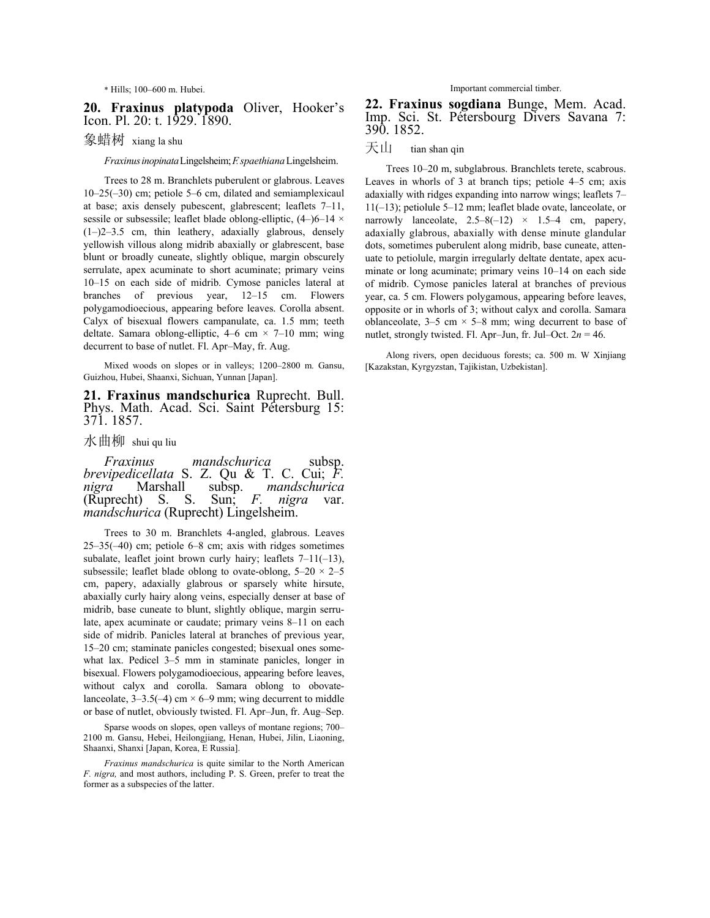* Hills; 100–600 m. Hubei.

## 20. **Fraxinus platypoda** Oliver, Hooker's Icon. Pl. 20: t. 1929. 1890.

象蜡树 xiang la shu

*Fraxinus inopinata* Lingelsheim; *F. spaethiana* Lingelsheim.

Trees to 28 m. Branchlets puberulent or glabrous. Leaves 10–25(–30) cm; petiole 5–6 cm, dilated and semiamplexicaul at base; axis densely pubescent, glabrescent; leaflets 7–11, sessile or subsessile; leaflet blade oblong-elliptic, (4–)6–14 × (1–)2–3.5 cm, thin leathery, adaxially glabrous, densely yellowish villous along midrib abaxially or glabrescent, base blunt or broadly cuneate, slightly oblique, margin obscurely serrulate, apex acuminate to short acuminate; primary veins 10–15 on each side of midrib. Cymose panicles lateral at branches of previous year, 12–15 cm. Flowers polygamodioecious, appearing before leaves. Corolla absent. Calyx of bisexual flowers campanulate, ca. 1.5 mm; teeth deltate. Samara oblong-elliptic, 4–6 cm × 7–10 mm; wing decurrent to base of nutlet. Fl. Apr–May, fr. Aug.

Mixed woods on slopes or in valleys; 1200–2800 m. Gansu, Guizhou, Hubei, Shaanxi, Sichuan, Yunnan [Japan].

## 21. **Fraxinus mandschurica** Ruprecht. Bull. Phys. Math. Acad. Sci. Saint Pétersburg 15: 371. 1857.

水曲柳 shui qu liu

*Fraxinus mandschurica* subsp. *brevipedicellata* S. Z. Qu & T. C. Cui; *F. nigra* Marshall subsp. *mandschurica* (Ruprecht) S. S. Sun; *F. nigra* var. *mandschurica* (Ruprecht) Lingelsheim.

Trees to 30 m. Branchlets 4-angled, glabrous. Leaves 25–35(–40) cm; petiole 6–8 cm; axis with ridges sometimes subalate, leaflet joint brown curly hairy; leaflets 7–11(–13), subsessile; leaflet blade oblong to ovate-oblong, 5–20 × 2–5 cm, papery, adaxially glabrous or sparsely white hirsute, abaxially curly hairy along veins, especially denser at base of midrib, base cuneate to blunt, slightly oblique, margin serrulate, apex acuminate or caudate; primary veins 8–11 on each side of midrib. Panicles lateral at branches of previous year, 15–20 cm; staminate panicles congested; bisexual ones somewhat lax. Pedicel 3–5 mm in staminate panicles, longer in bisexual. Flowers polygamodioecious, appearing before leaves, without calyx and corolla. Samara oblong to obovate-lanceolate, 3–3.5(–4) cm × 6–9 mm; wing decurrent to middle or base of nutlet, obviously twisted. Fl. Apr–Jun, fr. Aug–Sep.

Sparse woods on slopes, open valleys of montane regions; 700–2100 m. Gansu, Hebei, Heilongjiang, Henan, Hubei, Jilin, Liaoning, Shaanxi, Shanxi [Japan, Korea, E Russia].

*Fraxinus mandschurica* is quite similar to the North American *F. nigra,* and most authors, including P. S. Green, prefer to treat the former as a subspecies of the latter.

Important commercial timber.

## 22. **Fraxinus sogdiana** Bunge, Mem. Acad. Imp. Sci. St. Pétersbourg Divers Savana 7: 390. 1852.

天山 tian shan qin

Trees 10–20 m, subglabrous. Branchlets terete, scabrous. Leaves in whorls of 3 at branch tips; petiole 4–5 cm; axis adaxially with ridges expanding into narrow wings; leaflets 7–11(–13); petiolule 5–12 mm; leaflet blade ovate, lanceolate, or narrowly lanceolate, 2.5–8(–12) × 1.5–4 cm, papery, adaxially glabrous, abaxially with dense minute glandular dots, sometimes puberulent along midrib, base cuneate, attenuate to petiolule, margin irregularly deltate dentate, apex acuminate or long acuminate; primary veins 10–14 on each side of midrib. Cymose panicles lateral at branches of previous year, ca. 5 cm. Flowers polygamous, appearing before leaves, opposite or in whorls of 3; without calyx and corolla. Samara oblanceolate, 3–5 cm × 5–8 mm; wing decurrent to base of nutlet, strongly twisted. Fl. Apr–Jun, fr. Jul–Oct. $2n = 46$.

Along rivers, open deciduous forests; ca. 500 m. W Xinjiang [Kazakstan, Kyrgyzstan, Tajikistan, Uzbekistan].